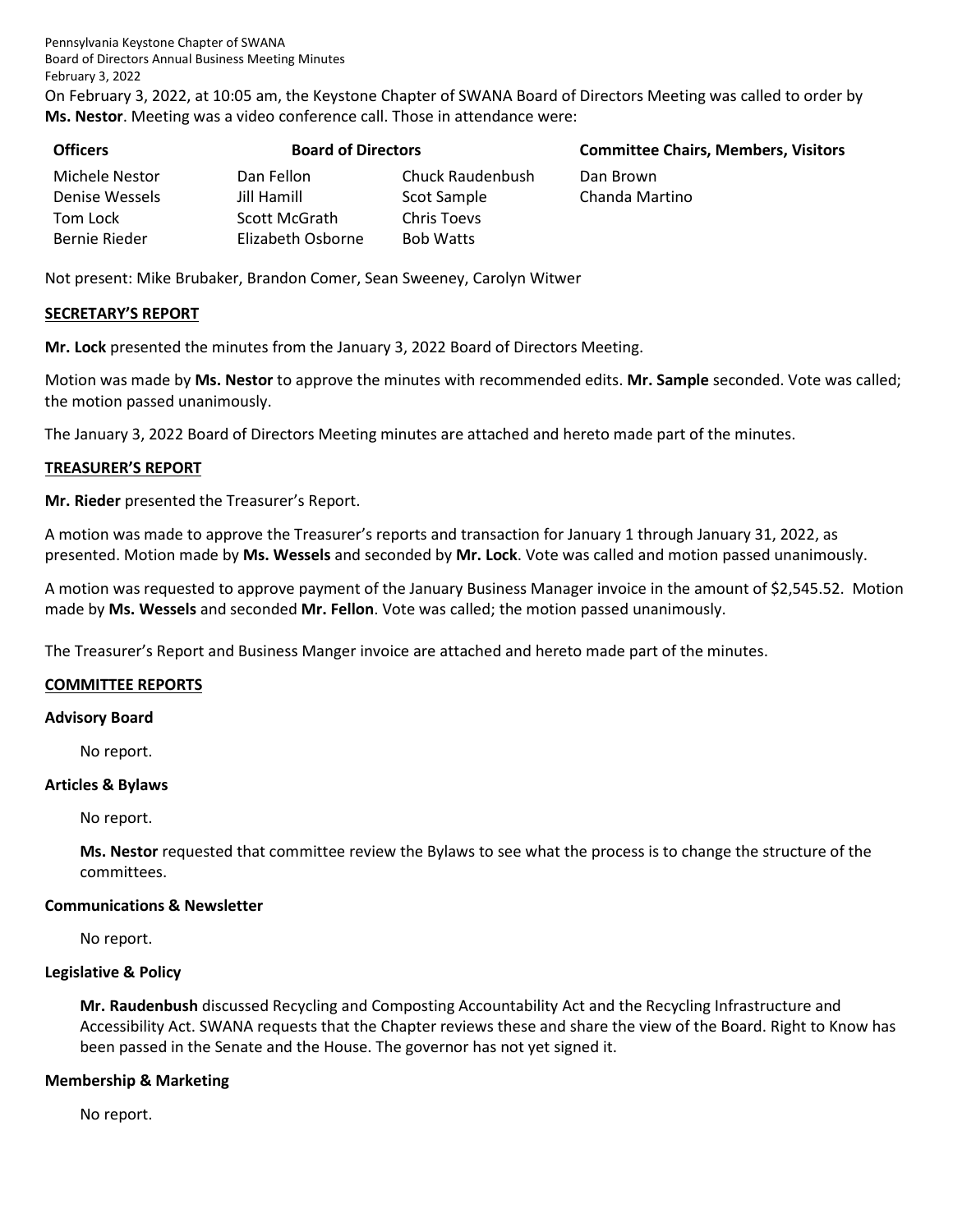Pennsylvania Keystone Chapter of SWANA
Board of Directors Annual Business Meeting Minutes
February 3, 2022

On February 3, 2022, at 10:05 am, the Keystone Chapter of SWANA Board of Directors Meeting was called to order by **Ms. Nestor**. Meeting was a video conference call. Those in attendance were:

| Officers | Board of Directors | | Committee Chairs, Members, Visitors |
|---|---|---|---|
| Michele Nestor | Dan Fellon | Chuck Raudenbush | Dan Brown |
| Denise Wessels | Jill Hamill | Scot Sample | Chanda Martino |
| Tom Lock | Scott McGrath | Chris Toevs | |
| Bernie Rieder | Elizabeth Osborne | Bob Watts | |

Not present: Mike Brubaker, Brandon Comer, Sean Sweeney, Carolyn Witwer

## SECRETARY'S REPORT

**Mr. Lock** presented the minutes from the January 3, 2022 Board of Directors Meeting.

Motion was made by **Ms. Nestor** to approve the minutes with recommended edits. **Mr. Sample** seconded. Vote was called; the motion passed unanimously.

The January 3, 2022 Board of Directors Meeting minutes are attached and hereto made part of the minutes.

## TREASURER'S REPORT

**Mr. Rieder** presented the Treasurer's Report.

A motion was made to approve the Treasurer's reports and transaction for January 1 through January 31, 2022, as presented. Motion made by **Ms. Wessels** and seconded by **Mr. Lock**. Vote was called and motion passed unanimously.

A motion was requested to approve payment of the January Business Manager invoice in the amount of $2,545.52. Motion made by **Ms. Wessels** and seconded **Mr. Fellon**. Vote was called; the motion passed unanimously.

The Treasurer's Report and Business Manger invoice are attached and hereto made part of the minutes.

## COMMITTEE REPORTS

### Advisory Board

No report.

### Articles & Bylaws

No report.

**Ms. Nestor** requested that committee review the Bylaws to see what the process is to change the structure of the committees.

### Communications & Newsletter

No report.

### Legislative & Policy

**Mr. Raudenbush** discussed Recycling and Composting Accountability Act and the Recycling Infrastructure and Accessibility Act. SWANA requests that the Chapter reviews these and share the view of the Board. Right to Know has been passed in the Senate and the House. The governor has not yet signed it.

### Membership & Marketing

No report.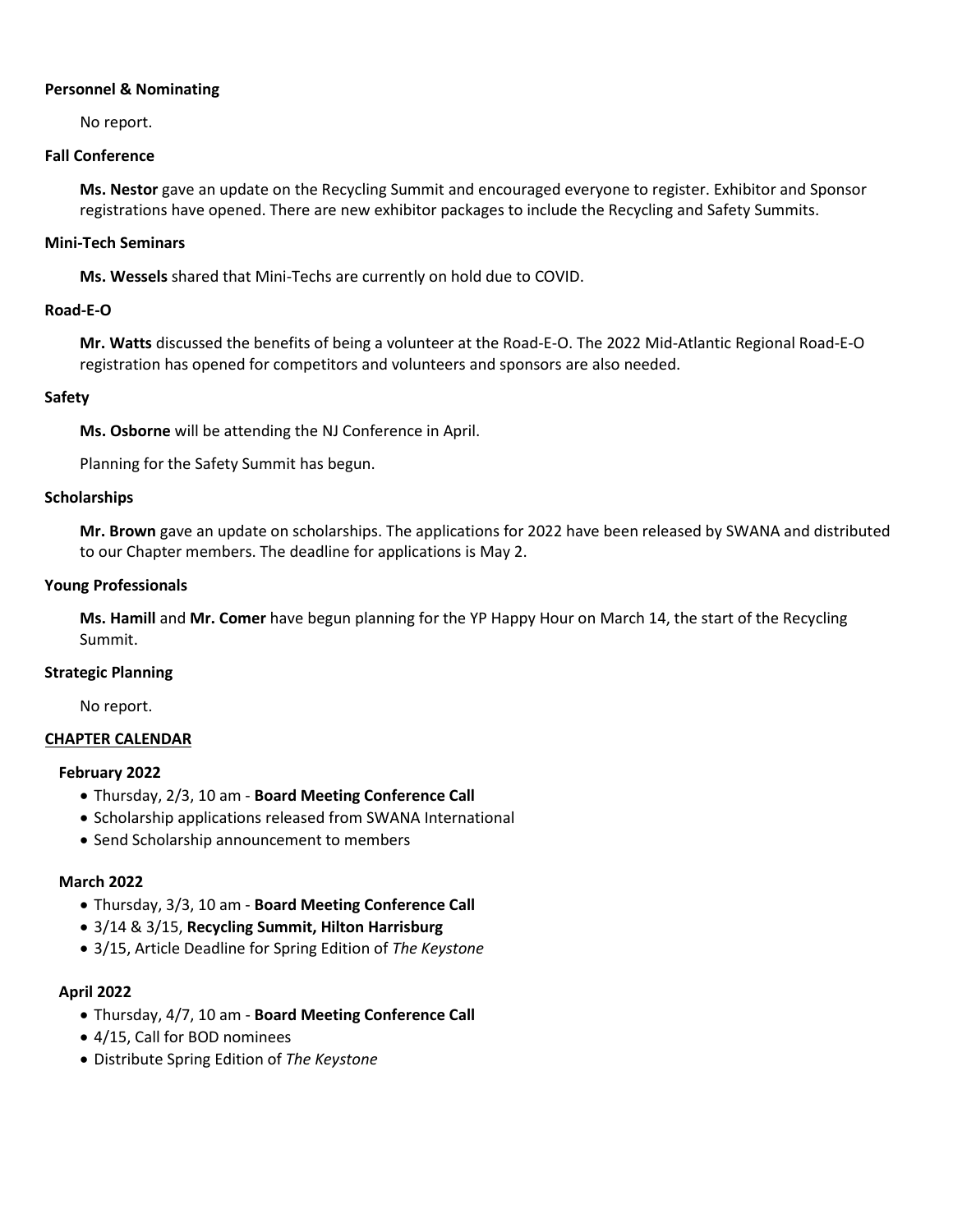**Personnel & Nominating**

No report.

**Fall Conference**

**Ms. Nestor** gave an update on the Recycling Summit and encouraged everyone to register. Exhibitor and Sponsor registrations have opened. There are new exhibitor packages to include the Recycling and Safety Summits.

**Mini-Tech Seminars**

**Ms. Wessels** shared that Mini-Techs are currently on hold due to COVID.

**Road-E-O**

**Mr. Watts** discussed the benefits of being a volunteer at the Road-E-O. The 2022 Mid-Atlantic Regional Road-E-O registration has opened for competitors and volunteers and sponsors are also needed.

**Safety**

**Ms. Osborne** will be attending the NJ Conference in April.

Planning for the Safety Summit has begun.

**Scholarships**

**Mr. Brown** gave an update on scholarships. The applications for 2022 have been released by SWANA and distributed to our Chapter members. The deadline for applications is May 2.

**Young Professionals**

**Ms. Hamill** and **Mr. Comer** have begun planning for the YP Happy Hour on March 14, the start of the Recycling Summit.

**Strategic Planning**

No report.

**CHAPTER CALENDAR**

**February 2022**

- Thursday, 2/3, 10 am - **Board Meeting Conference Call**
- Scholarship applications released from SWANA International
- Send Scholarship announcement to members

**March 2022**

- Thursday, 3/3, 10 am - **Board Meeting Conference Call**
- 3/14 & 3/15, **Recycling Summit, Hilton Harrisburg**
- 3/15, Article Deadline for Spring Edition of *The Keystone*

**April 2022**

- Thursday, 4/7, 10 am - **Board Meeting Conference Call**
- 4/15, Call for BOD nominees
- Distribute Spring Edition of *The Keystone*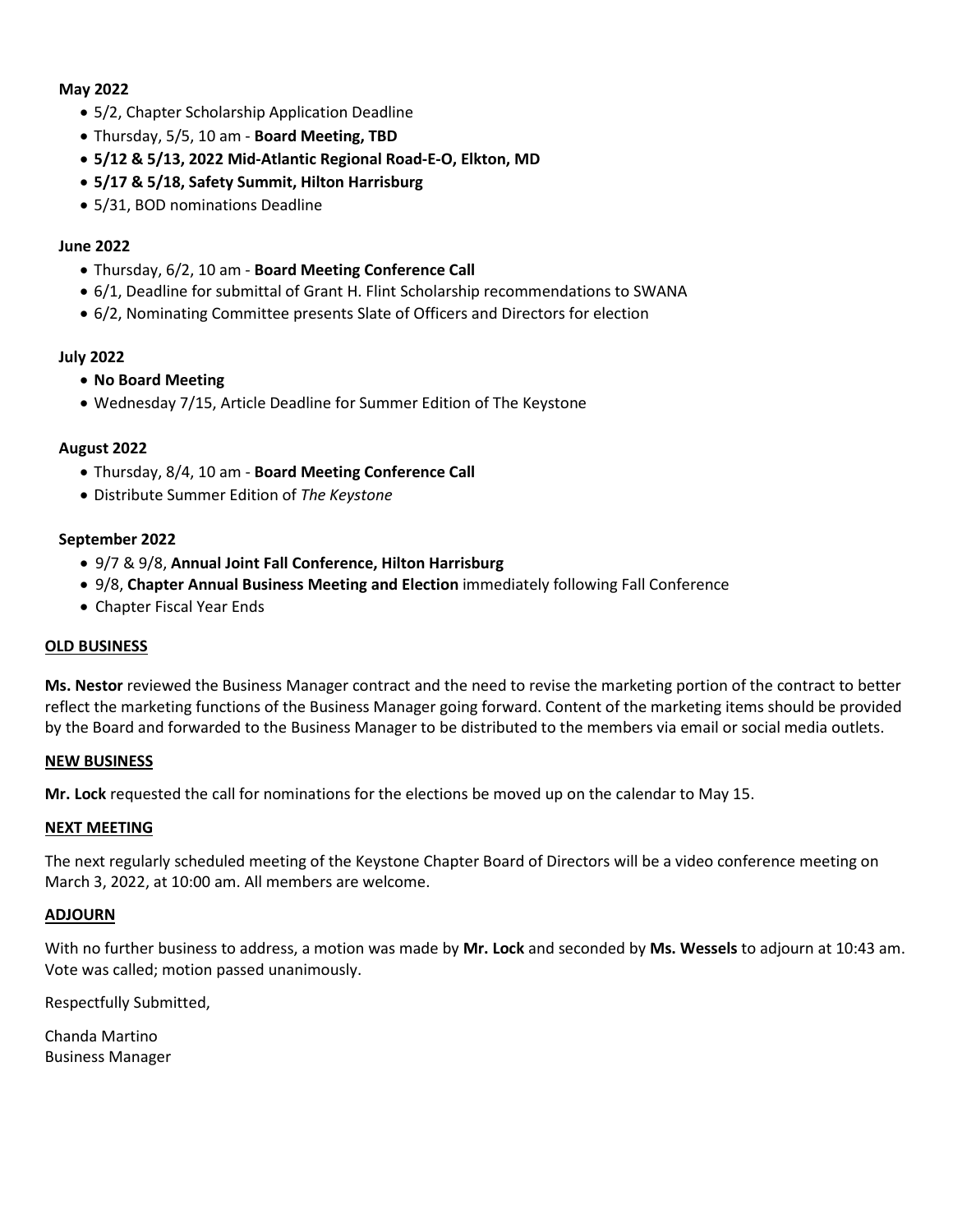**May 2022**

- 5/2, Chapter Scholarship Application Deadline
- Thursday, 5/5, 10 am - **Board Meeting, TBD**
- **5/12 & 5/13, 2022 Mid-Atlantic Regional Road-E-O, Elkton, MD**
- **5/17 & 5/18, Safety Summit, Hilton Harrisburg**
- 5/31, BOD nominations Deadline

**June 2022**

- Thursday, 6/2, 10 am - **Board Meeting Conference Call**
- 6/1, Deadline for submittal of Grant H. Flint Scholarship recommendations to SWANA
- 6/2, Nominating Committee presents Slate of Officers and Directors for election

**July 2022**

- **No Board Meeting**
- Wednesday 7/15, Article Deadline for Summer Edition of The Keystone

**August 2022**

- Thursday, 8/4, 10 am - **Board Meeting Conference Call**
- Distribute Summer Edition of *The Keystone*

**September 2022**

- 9/7 & 9/8, **Annual Joint Fall Conference, Hilton Harrisburg**
- 9/8, **Chapter Annual Business Meeting and Election** immediately following Fall Conference
- Chapter Fiscal Year Ends

## OLD BUSINESS

**Ms. Nestor** reviewed the Business Manager contract and the need to revise the marketing portion of the contract to better reflect the marketing functions of the Business Manager going forward. Content of the marketing items should be provided by the Board and forwarded to the Business Manager to be distributed to the members via email or social media outlets.

## NEW BUSINESS

**Mr. Lock** requested the call for nominations for the elections be moved up on the calendar to May 15.

## NEXT MEETING

The next regularly scheduled meeting of the Keystone Chapter Board of Directors will be a video conference meeting on March 3, 2022, at 10:00 am. All members are welcome.

## ADJOURN

With no further business to address, a motion was made by **Mr. Lock** and seconded by **Ms. Wessels** to adjourn at 10:43 am. Vote was called; motion passed unanimously.

Respectfully Submitted,

Chanda Martino
Business Manager